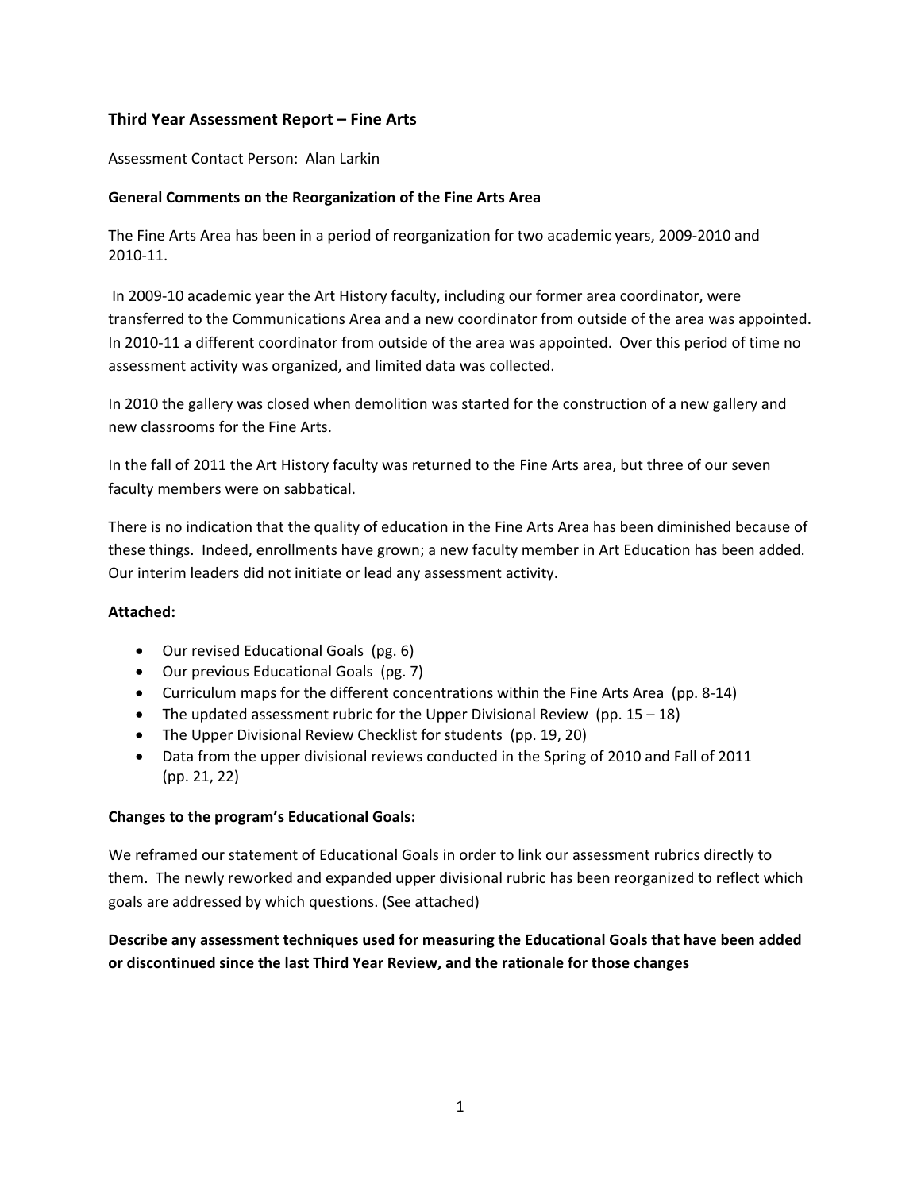# Third Year Assessment Report – Fine Arts

Assessment Contact Person: Alan Larkin

**General Comments on the Reorganization of the Fine Arts Area**

The Fine Arts Area has been in a period of reorganization for two academic years, 2009-2010 and 2010-11.

In 2009-10 academic year the Art History faculty, including our former area coordinator, were transferred to the Communications Area and a new coordinator from outside of the area was appointed. In 2010-11 a different coordinator from outside of the area was appointed. Over this period of time no assessment activity was organized, and limited data was collected.

In 2010 the gallery was closed when demolition was started for the construction of a new gallery and new classrooms for the Fine Arts.

In the fall of 2011 the Art History faculty was returned to the Fine Arts area, but three of our seven faculty members were on sabbatical.

There is no indication that the quality of education in the Fine Arts Area has been diminished because of these things. Indeed, enrollments have grown; a new faculty member in Art Education has been added. Our interim leaders did not initiate or lead any assessment activity.

**Attached:**

- Our revised Educational Goals (pg. 6)
- Our previous Educational Goals (pg. 7)
- Curriculum maps for the different concentrations within the Fine Arts Area (pp. 8-14)
- The updated assessment rubric for the Upper Divisional Review (pp. 15 – 18)
- The Upper Divisional Review Checklist for students (pp. 19, 20)
- Data from the upper divisional reviews conducted in the Spring of 2010 and Fall of 2011 (pp. 21, 22)

**Changes to the program's Educational Goals:**

We reframed our statement of Educational Goals in order to link our assessment rubrics directly to them. The newly reworked and expanded upper divisional rubric has been reorganized to reflect which goals are addressed by which questions. (See attached)

**Describe any assessment techniques used for measuring the Educational Goals that have been added or discontinued since the last Third Year Review, and the rationale for those changes**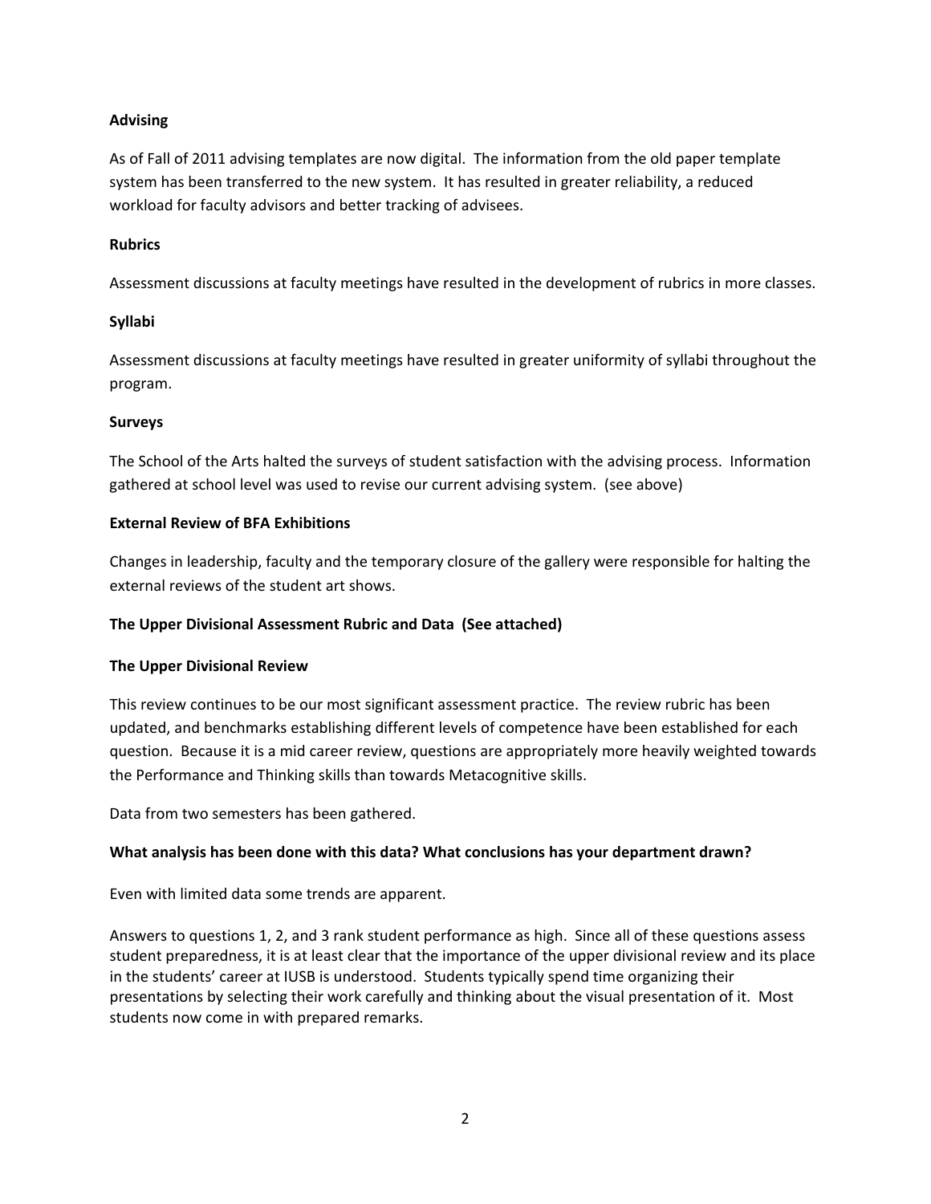**Advising**

As of Fall of 2011 advising templates are now digital. The information from the old paper template system has been transferred to the new system. It has resulted in greater reliability, a reduced workload for faculty advisors and better tracking of advisees.

**Rubrics**

Assessment discussions at faculty meetings have resulted in the development of rubrics in more classes.

**Syllabi**

Assessment discussions at faculty meetings have resulted in greater uniformity of syllabi throughout the program.

**Surveys**

The School of the Arts halted the surveys of student satisfaction with the advising process. Information gathered at school level was used to revise our current advising system. (see above)

**External Review of BFA Exhibitions**

Changes in leadership, faculty and the temporary closure of the gallery were responsible for halting the external reviews of the student art shows.

**The Upper Divisional Assessment Rubric and Data (See attached)**

**The Upper Divisional Review**

This review continues to be our most significant assessment practice. The review rubric has been updated, and benchmarks establishing different levels of competence have been established for each question. Because it is a mid career review, questions are appropriately more heavily weighted towards the Performance and Thinking skills than towards Metacognitive skills.

Data from two semesters has been gathered.

**What analysis has been done with this data? What conclusions has your department drawn?**

Even with limited data some trends are apparent.

Answers to questions 1, 2, and 3 rank student performance as high. Since all of these questions assess student preparedness, it is at least clear that the importance of the upper divisional review and its place in the students' career at IUSB is understood. Students typically spend time organizing their presentations by selecting their work carefully and thinking about the visual presentation of it. Most students now come in with prepared remarks.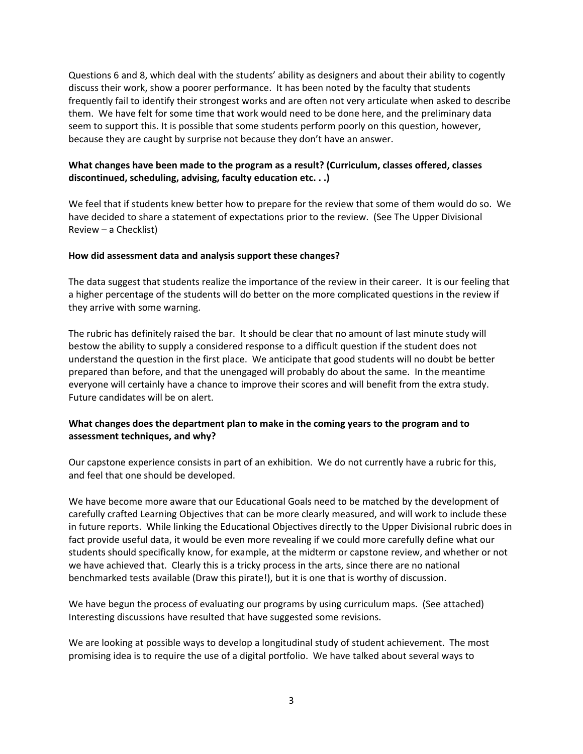Questions 6 and 8, which deal with the students' ability as designers and about their ability to cogently discuss their work, show a poorer performance. It has been noted by the faculty that students frequently fail to identify their strongest works and are often not very articulate when asked to describe them. We have felt for some time that work would need to be done here, and the preliminary data seem to support this. It is possible that some students perform poorly on this question, however, because they are caught by surprise not because they don't have an answer.

**What changes have been made to the program as a result? (Curriculum, classes offered, classes discontinued, scheduling, advising, faculty education etc. . .)**

We feel that if students knew better how to prepare for the review that some of them would do so. We have decided to share a statement of expectations prior to the review. (See The Upper Divisional Review – a Checklist)

**How did assessment data and analysis support these changes?**

The data suggest that students realize the importance of the review in their career. It is our feeling that a higher percentage of the students will do better on the more complicated questions in the review if they arrive with some warning.

The rubric has definitely raised the bar. It should be clear that no amount of last minute study will bestow the ability to supply a considered response to a difficult question if the student does not understand the question in the first place. We anticipate that good students will no doubt be better prepared than before, and that the unengaged will probably do about the same. In the meantime everyone will certainly have a chance to improve their scores and will benefit from the extra study. Future candidates will be on alert.

**What changes does the department plan to make in the coming years to the program and to assessment techniques, and why?**

Our capstone experience consists in part of an exhibition. We do not currently have a rubric for this, and feel that one should be developed.

We have become more aware that our Educational Goals need to be matched by the development of carefully crafted Learning Objectives that can be more clearly measured, and will work to include these in future reports. While linking the Educational Objectives directly to the Upper Divisional rubric does in fact provide useful data, it would be even more revealing if we could more carefully define what our students should specifically know, for example, at the midterm or capstone review, and whether or not we have achieved that. Clearly this is a tricky process in the arts, since there are no national benchmarked tests available (Draw this pirate!), but it is one that is worthy of discussion.

We have begun the process of evaluating our programs by using curriculum maps. (See attached) Interesting discussions have resulted that have suggested some revisions.

We are looking at possible ways to develop a longitudinal study of student achievement. The most promising idea is to require the use of a digital portfolio. We have talked about several ways to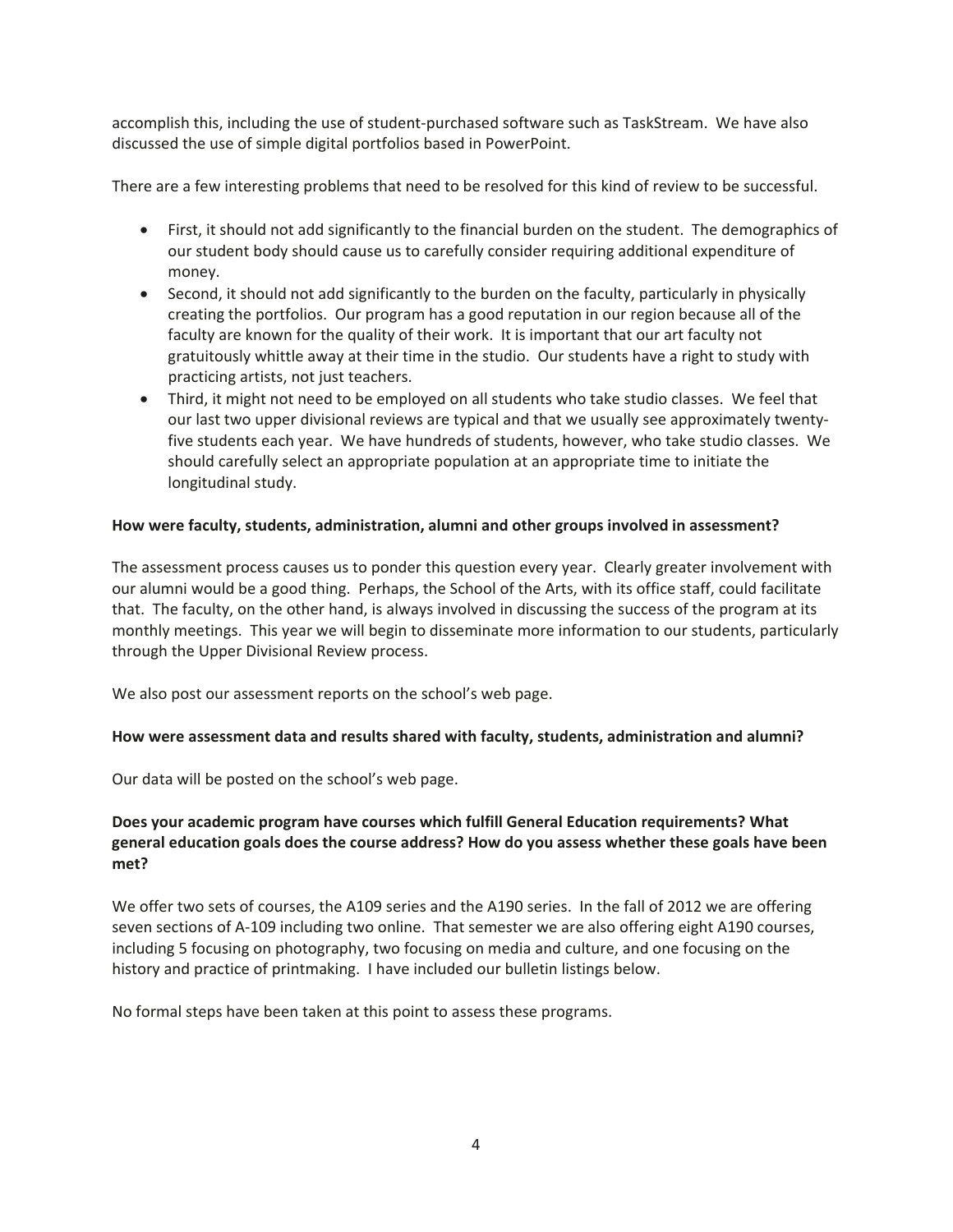accomplish this, including the use of student-purchased software such as TaskStream. We have also discussed the use of simple digital portfolios based in PowerPoint.

There are a few interesting problems that need to be resolved for this kind of review to be successful.

- First, it should not add significantly to the financial burden on the student. The demographics of our student body should cause us to carefully consider requiring additional expenditure of money.
- Second, it should not add significantly to the burden on the faculty, particularly in physically creating the portfolios. Our program has a good reputation in our region because all of the faculty are known for the quality of their work. It is important that our art faculty not gratuitously whittle away at their time in the studio. Our students have a right to study with practicing artists, not just teachers.
- Third, it might not need to be employed on all students who take studio classes. We feel that our last two upper divisional reviews are typical and that we usually see approximately twenty-five students each year. We have hundreds of students, however, who take studio classes. We should carefully select an appropriate population at an appropriate time to initiate the longitudinal study.

**How were faculty, students, administration, alumni and other groups involved in assessment?**

The assessment process causes us to ponder this question every year. Clearly greater involvement with our alumni would be a good thing. Perhaps, the School of the Arts, with its office staff, could facilitate that. The faculty, on the other hand, is always involved in discussing the success of the program at its monthly meetings. This year we will begin to disseminate more information to our students, particularly through the Upper Divisional Review process.

We also post our assessment reports on the school's web page.

**How were assessment data and results shared with faculty, students, administration and alumni?**

Our data will be posted on the school's web page.

**Does your academic program have courses which fulfill General Education requirements? What general education goals does the course address? How do you assess whether these goals have been met?**

We offer two sets of courses, the A109 series and the A190 series. In the fall of 2012 we are offering seven sections of A-109 including two online. That semester we are also offering eight A190 courses, including 5 focusing on photography, two focusing on media and culture, and one focusing on the history and practice of printmaking. I have included our bulletin listings below.

No formal steps have been taken at this point to assess these programs.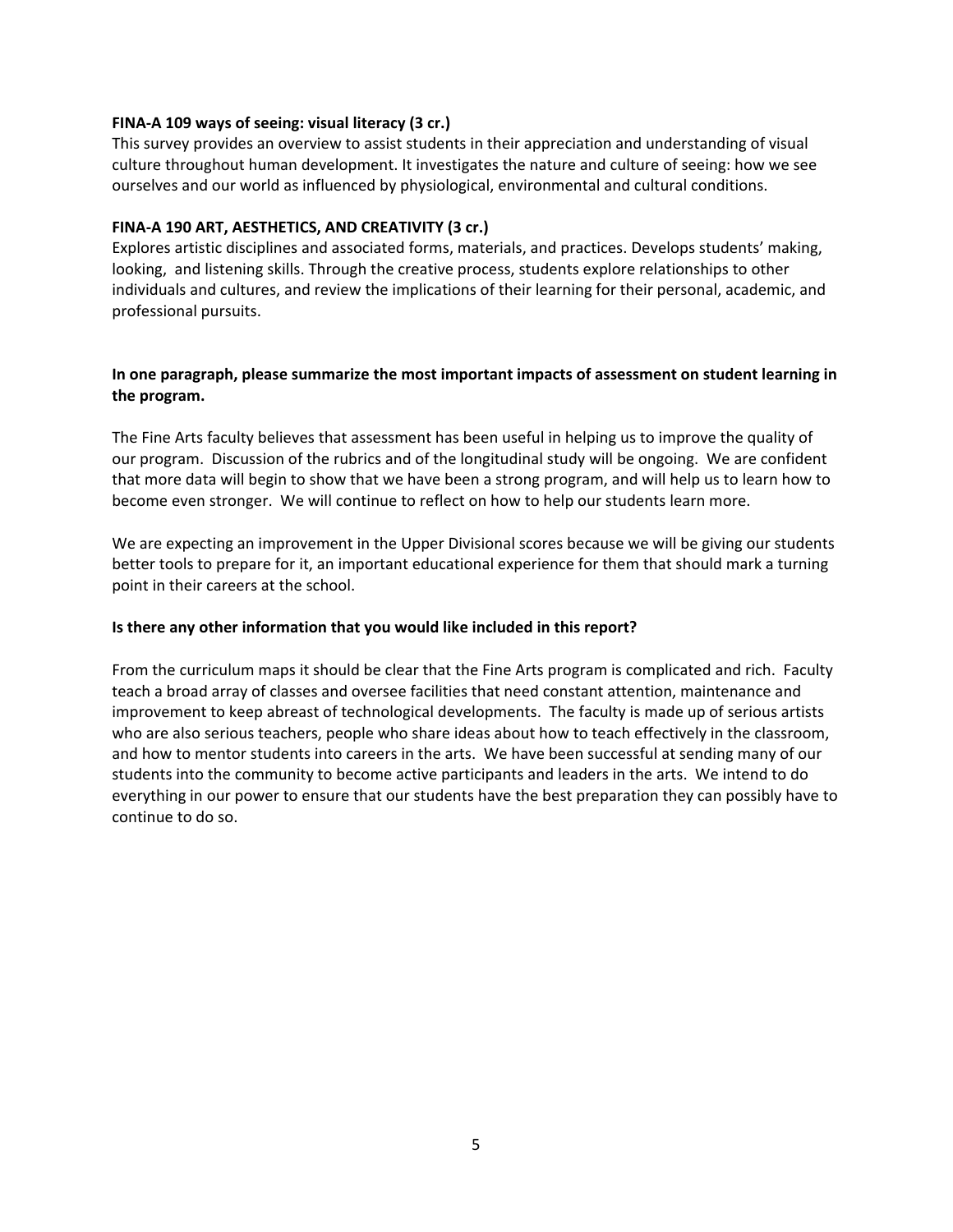**FINA-A 109 ways of seeing: visual literacy (3 cr.)**
This survey provides an overview to assist students in their appreciation and understanding of visual culture throughout human development. It investigates the nature and culture of seeing: how we see ourselves and our world as influenced by physiological, environmental and cultural conditions.

**FINA-A 190 ART, AESTHETICS, AND CREATIVITY (3 cr.)**
Explores artistic disciplines and associated forms, materials, and practices. Develops students' making, looking, and listening skills. Through the creative process, students explore relationships to other individuals and cultures, and review the implications of their learning for their personal, academic, and professional pursuits.

**In one paragraph, please summarize the most important impacts of assessment on student learning in the program.**

The Fine Arts faculty believes that assessment has been useful in helping us to improve the quality of our program. Discussion of the rubrics and of the longitudinal study will be ongoing. We are confident that more data will begin to show that we have been a strong program, and will help us to learn how to become even stronger. We will continue to reflect on how to help our students learn more.

We are expecting an improvement in the Upper Divisional scores because we will be giving our students better tools to prepare for it, an important educational experience for them that should mark a turning point in their careers at the school.

**Is there any other information that you would like included in this report?**

From the curriculum maps it should be clear that the Fine Arts program is complicated and rich. Faculty teach a broad array of classes and oversee facilities that need constant attention, maintenance and improvement to keep abreast of technological developments. The faculty is made up of serious artists who are also serious teachers, people who share ideas about how to teach effectively in the classroom, and how to mentor students into careers in the arts. We have been successful at sending many of our students into the community to become active participants and leaders in the arts. We intend to do everything in our power to ensure that our students have the best preparation they can possibly have to continue to do so.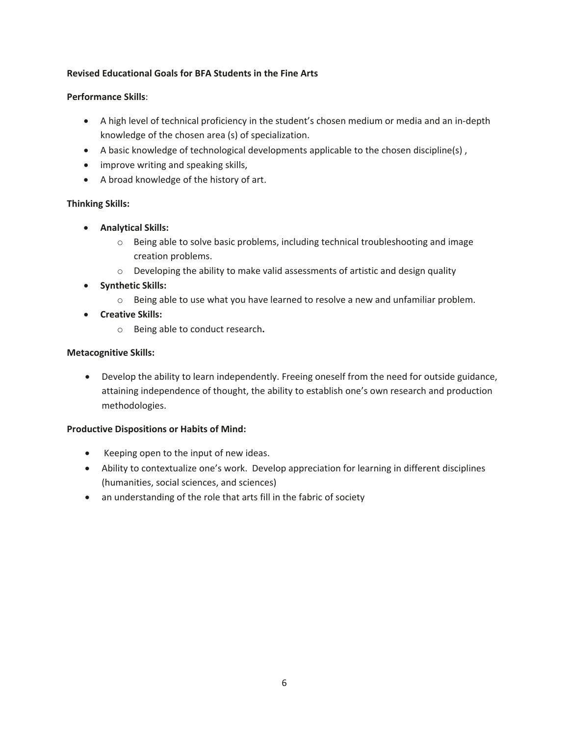**Revised Educational Goals for BFA Students in the Fine Arts**

**Performance Skills**:

- A high level of technical proficiency in the student's chosen medium or media and an in-depth knowledge of the chosen area (s) of specialization.
- A basic knowledge of technological developments applicable to the chosen discipline(s) ,
- improve writing and speaking skills,
- A broad knowledge of the history of art.

**Thinking Skills:**

- **Analytical Skills:**
  - Being able to solve basic problems, including technical troubleshooting and image creation problems.
  - Developing the ability to make valid assessments of artistic and design quality
- **Synthetic Skills:**
  - Being able to use what you have learned to resolve a new and unfamiliar problem.
- **Creative Skills:**
  - Being able to conduct research**.**

**Metacognitive Skills:**

- Develop the ability to learn independently. Freeing oneself from the need for outside guidance, attaining independence of thought, the ability to establish one's own research and production methodologies.

**Productive Dispositions or Habits of Mind:**

- Keeping open to the input of new ideas.
- Ability to contextualize one's work. Develop appreciation for learning in different disciplines (humanities, social sciences, and sciences)
- an understanding of the role that arts fill in the fabric of society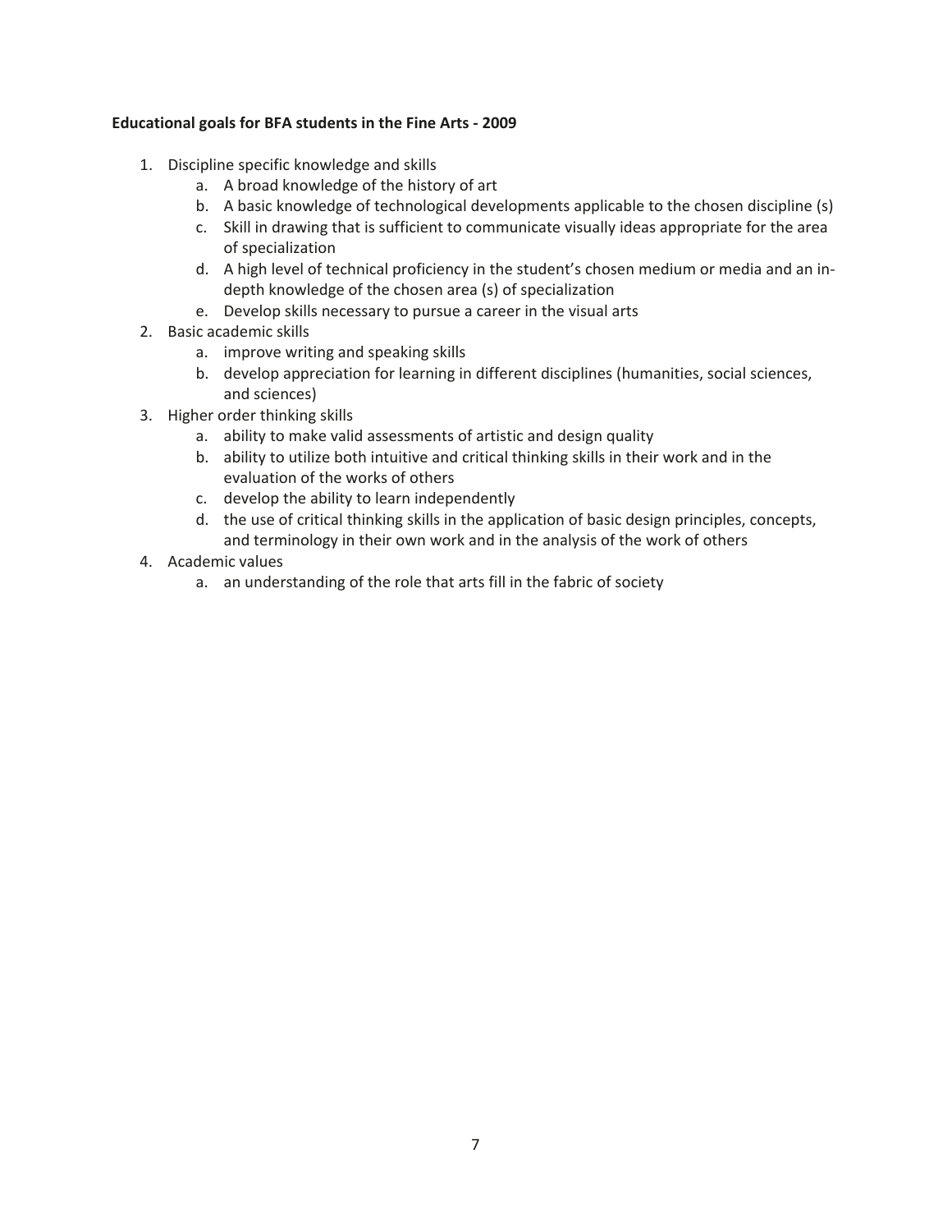**Educational goals for BFA students in the Fine Arts - 2009**

1. Discipline specific knowledge and skills
    a. A broad knowledge of the history of art
    b. A basic knowledge of technological developments applicable to the chosen discipline (s)
    c. Skill in drawing that is sufficient to communicate visually ideas appropriate for the area of specialization
    d. A high level of technical proficiency in the student's chosen medium or media and an in-depth knowledge of the chosen area (s) of specialization
    e. Develop skills necessary to pursue a career in the visual arts
2. Basic academic skills
    a. improve writing and speaking skills
    b. develop appreciation for learning in different disciplines (humanities, social sciences, and sciences)
3. Higher order thinking skills
    a. ability to make valid assessments of artistic and design quality
    b. ability to utilize both intuitive and critical thinking skills in their work and in the evaluation of the works of others
    c. develop the ability to learn independently
    d. the use of critical thinking skills in the application of basic design principles, concepts, and terminology in their own work and in the analysis of the work of others
4. Academic values
    a. an understanding of the role that arts fill in the fabric of society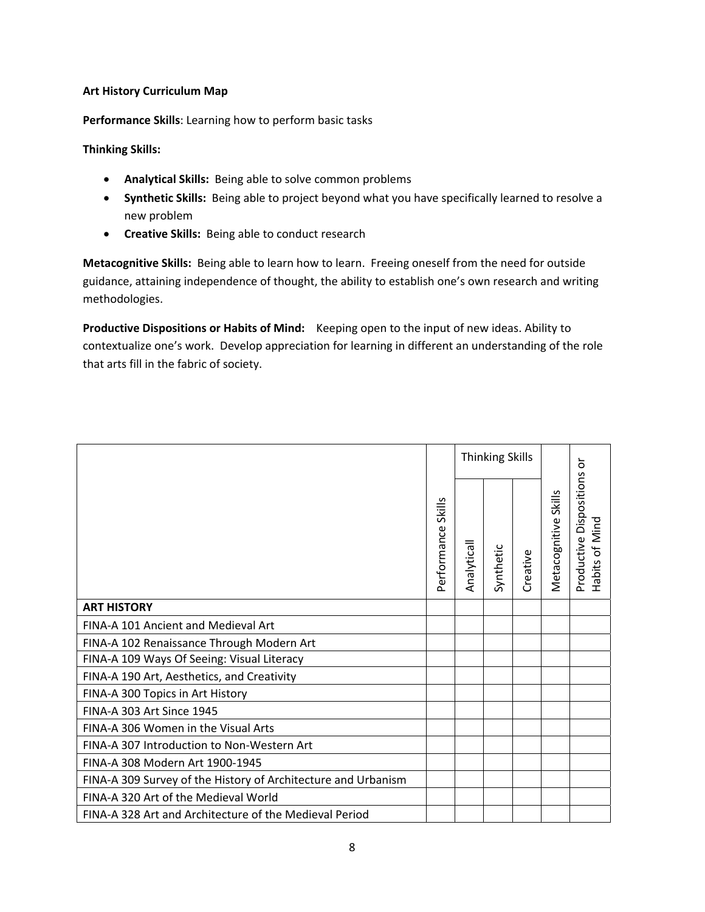**Art History Curriculum Map**

**Performance Skills**: Learning how to perform basic tasks

**Thinking Skills:**

- **Analytical Skills:** Being able to solve common problems
- **Synthetic Skills:** Being able to project beyond what you have specifically learned to resolve a new problem
- **Creative Skills:** Being able to conduct research

**Metacognitive Skills:** Being able to learn how to learn. Freeing oneself from the need for outside guidance, attaining independence of thought, the ability to establish one's own research and writing methodologies.

**Productive Dispositions or Habits of Mind:** Keeping open to the input of new ideas. Ability to contextualize one's work. Develop appreciation for learning in different an understanding of the role that arts fill in the fabric of society.

| | | Thinking Skills | | | | |
|---|---|---|---|---|---|---|
| | Performance Skills | Analyticall | Synthetic | Creative | Metacognitive Skills | Productive Dispositions or Habits of Mind |
| **ART HISTORY** | | | | | | |
| FINA-A 101 Ancient and Medieval Art | | | | | | |
| FINA-A 102 Renaissance Through Modern Art | | | | | | |
| FINA-A 109 Ways Of Seeing: Visual Literacy | | | | | | |
| FINA-A 190 Art, Aesthetics, and Creativity | | | | | | |
| FINA-A 300 Topics in Art History | | | | | | |
| FINA-A 303 Art Since 1945 | | | | | | |
| FINA-A 306 Women in the Visual Arts | | | | | | |
| FINA-A 307 Introduction to Non-Western Art | | | | | | |
| FINA-A 308 Modern Art 1900-1945 | | | | | | |
| FINA-A 309 Survey of the History of Architecture and Urbanism | | | | | | |
| FINA-A 320 Art of the Medieval World | | | | | | |
| FINA-A 328 Art and Architecture of the Medieval Period | | | | | | |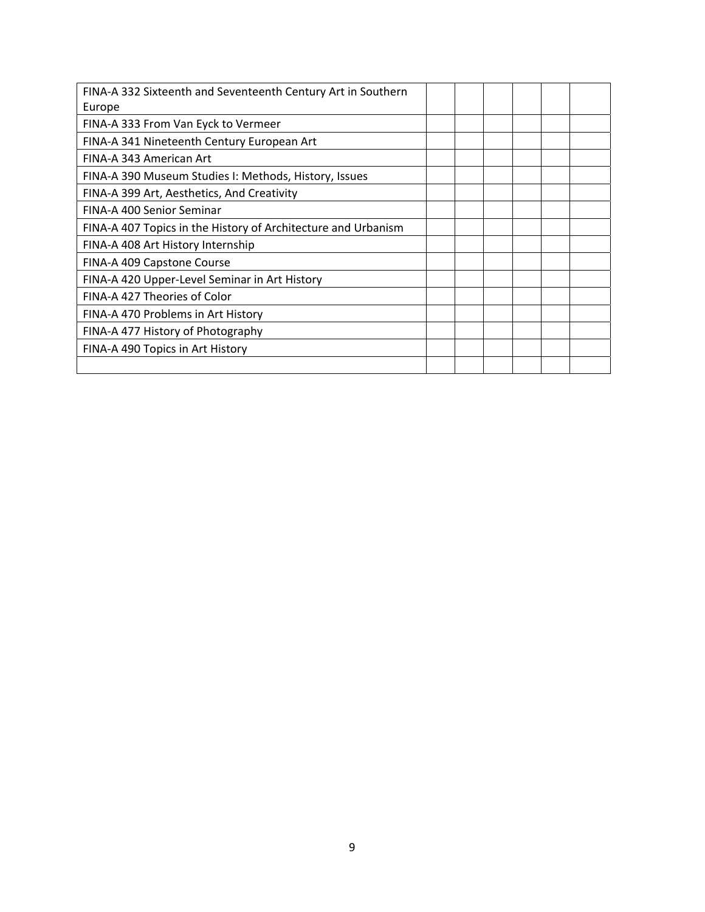| | | | | | | |
|---|---|---|---|---|---|---|
| FINA-A 332 Sixteenth and Seventeenth Century Art in Southern Europe | | | | | | |
| FINA-A 333 From Van Eyck to Vermeer | | | | | | |
| FINA-A 341 Nineteenth Century European Art | | | | | | |
| FINA-A 343 American Art | | | | | | |
| FINA-A 390 Museum Studies I: Methods, History, Issues | | | | | | |
| FINA-A 399 Art, Aesthetics, And Creativity | | | | | | |
| FINA-A 400 Senior Seminar | | | | | | |
| FINA-A 407 Topics in the History of Architecture and Urbanism | | | | | | |
| FINA-A 408 Art History Internship | | | | | | |
| FINA-A 409 Capstone Course | | | | | | |
| FINA-A 420 Upper-Level Seminar in Art History | | | | | | |
| FINA-A 427 Theories of Color | | | | | | |
| FINA-A 470 Problems in Art History | | | | | | |
| FINA-A 477 History of Photography | | | | | | |
| FINA-A 490 Topics in Art History | | | | | | |
| | | | | | | |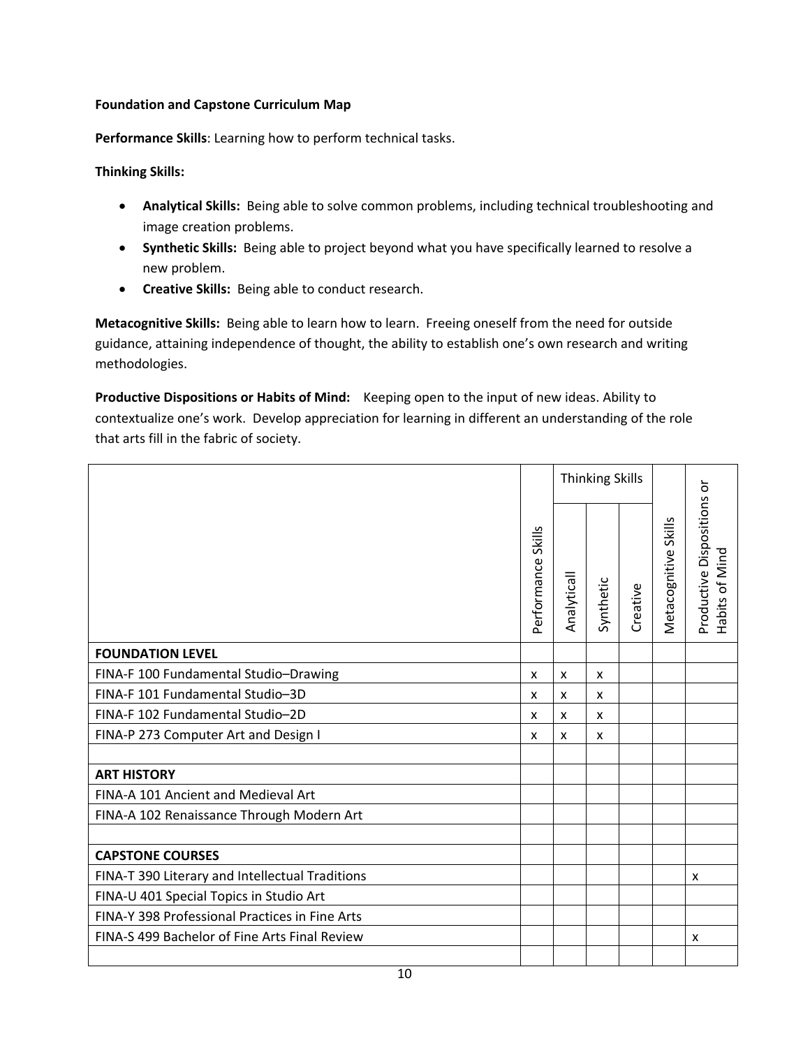**Foundation and Capstone Curriculum Map**

**Performance Skills**: Learning how to perform technical tasks.

**Thinking Skills:**

- **Analytical Skills:** Being able to solve common problems, including technical troubleshooting and image creation problems.
- **Synthetic Skills:** Being able to project beyond what you have specifically learned to resolve a new problem.
- **Creative Skills:** Being able to conduct research.

**Metacognitive Skills:** Being able to learn how to learn. Freeing oneself from the need for outside guidance, attaining independence of thought, the ability to establish one's own research and writing methodologies.

**Productive Dispositions or Habits of Mind:** Keeping open to the input of new ideas. Ability to contextualize one's work. Develop appreciation for learning in different an understanding of the role that arts fill in the fabric of society.

| | Performance Skills | Thinking Skills | | | Metacognitive Skills | Productive Dispositions or Habits of Mind |
|---|---|---|---|---|---|---|
| | | Analyticall | Synthetic | Creative | | |
| **FOUNDATION LEVEL** | | | | | | |
| FINA-F 100 Fundamental Studio–Drawing | x | x | x | | | |
| FINA-F 101 Fundamental Studio–3D | x | x | x | | | |
| FINA-F 102 Fundamental Studio–2D | x | x | x | | | |
| FINA-P 273 Computer Art and Design I | x | x | x | | | |
| | | | | | | |
| **ART HISTORY** | | | | | | |
| FINA-A 101 Ancient and Medieval Art | | | | | | |
| FINA-A 102 Renaissance Through Modern Art | | | | | | |
| | | | | | | |
| **CAPSTONE COURSES** | | | | | | |
| FINA-T 390 Literary and Intellectual Traditions | | | | | | x |
| FINA-U 401 Special Topics in Studio Art | | | | | | |
| FINA-Y 398 Professional Practices in Fine Arts | | | | | | |
| FINA-S 499 Bachelor of Fine Arts Final Review | | | | | | x |
| | | | | | | |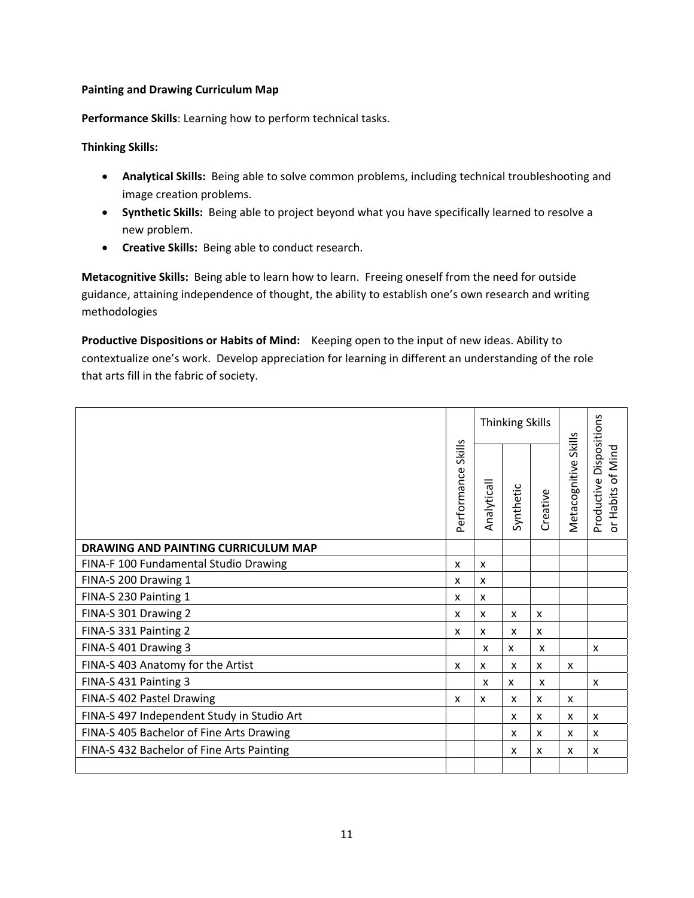**Painting and Drawing Curriculum Map**

**Performance Skills**: Learning how to perform technical tasks.

**Thinking Skills:**

- **Analytical Skills:** Being able to solve common problems, including technical troubleshooting and image creation problems.
- **Synthetic Skills:** Being able to project beyond what you have specifically learned to resolve a new problem.
- **Creative Skills:** Being able to conduct research.

**Metacognitive Skills:** Being able to learn how to learn. Freeing oneself from the need for outside guidance, attaining independence of thought, the ability to establish one's own research and writing methodologies

**Productive Dispositions or Habits of Mind:** Keeping open to the input of new ideas. Ability to contextualize one's work. Develop appreciation for learning in different an understanding of the role that arts fill in the fabric of society.

| | Performance Skills | Thinking Skills | | | Metacognitive Skills | Productive Dispositions or Habits of Mind |
|---|---|---|---|---|---|---|
| | | Analyticall | Synthetic | Creative | | |
| **DRAWING AND PAINTING CURRICULUM MAP** | | | | | | |
| FINA-F 100 Fundamental Studio Drawing | x | x | | | | |
| FINA-S 200 Drawing 1 | x | x | | | | |
| FINA-S 230 Painting 1 | x | x | | | | |
| FINA-S 301 Drawing 2 | x | x | x | x | | |
| FINA-S 331 Painting 2 | x | x | x | x | | |
| FINA-S 401 Drawing 3 | | x | x | x | | x |
| FINA-S 403 Anatomy for the Artist | x | x | x | x | x | |
| FINA-S 431 Painting 3 | | x | x | x | | x |
| FINA-S 402 Pastel Drawing | x | x | x | x | x | |
| FINA-S 497 Independent Study in Studio Art | | | x | x | x | x |
| FINA-S 405 Bachelor of Fine Arts Drawing | | | x | x | x | x |
| FINA-S 432 Bachelor of Fine Arts Painting | | | x | x | x | x |
| | | | | | | |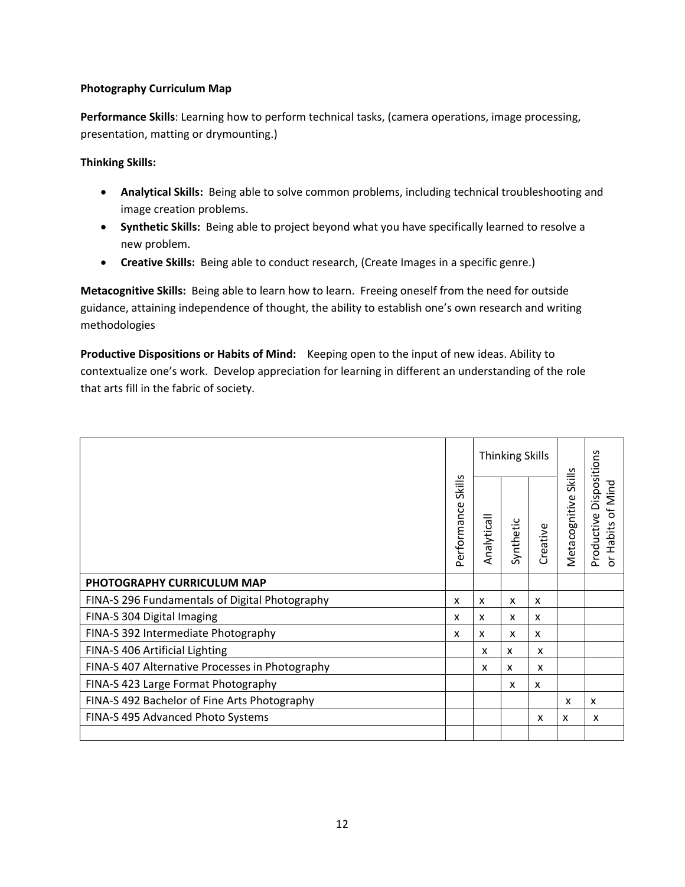**Photography Curriculum Map**

**Performance Skills**: Learning how to perform technical tasks, (camera operations, image processing, presentation, matting or drymounting.)

**Thinking Skills:**

- **Analytical Skills:** Being able to solve common problems, including technical troubleshooting and image creation problems.
- **Synthetic Skills:** Being able to project beyond what you have specifically learned to resolve a new problem.
- **Creative Skills:** Being able to conduct research, (Create Images in a specific genre.)

**Metacognitive Skills:** Being able to learn how to learn. Freeing oneself from the need for outside guidance, attaining independence of thought, the ability to establish one's own research and writing methodologies

**Productive Dispositions or Habits of Mind:** Keeping open to the input of new ideas. Ability to contextualize one's work. Develop appreciation for learning in different an understanding of the role that arts fill in the fabric of society.

| | Performance Skills | Thinking Skills | | | Metacognitive Skills | Productive Dispositions or Habits of Mind |
|---|---|---|---|---|---|---|
| | | Analyticall | Synthetic | Creative | | |
| **PHOTOGRAPHY CURRICULUM MAP** | | | | | | |
| FINA-S 296 Fundamentals of Digital Photography | x | x | x | x | | |
| FINA-S 304 Digital Imaging | x | x | x | x | | |
| FINA-S 392 Intermediate Photography | x | x | x | x | | |
| FINA-S 406 Artificial Lighting | | x | x | x | | |
| FINA-S 407 Alternative Processes in Photography | | x | x | x | | |
| FINA-S 423 Large Format Photography | | | x | x | | |
| FINA-S 492 Bachelor of Fine Arts Photography | | | | | x | x |
| FINA-S 495 Advanced Photo Systems | | | | x | x | x |
| | | | | | | |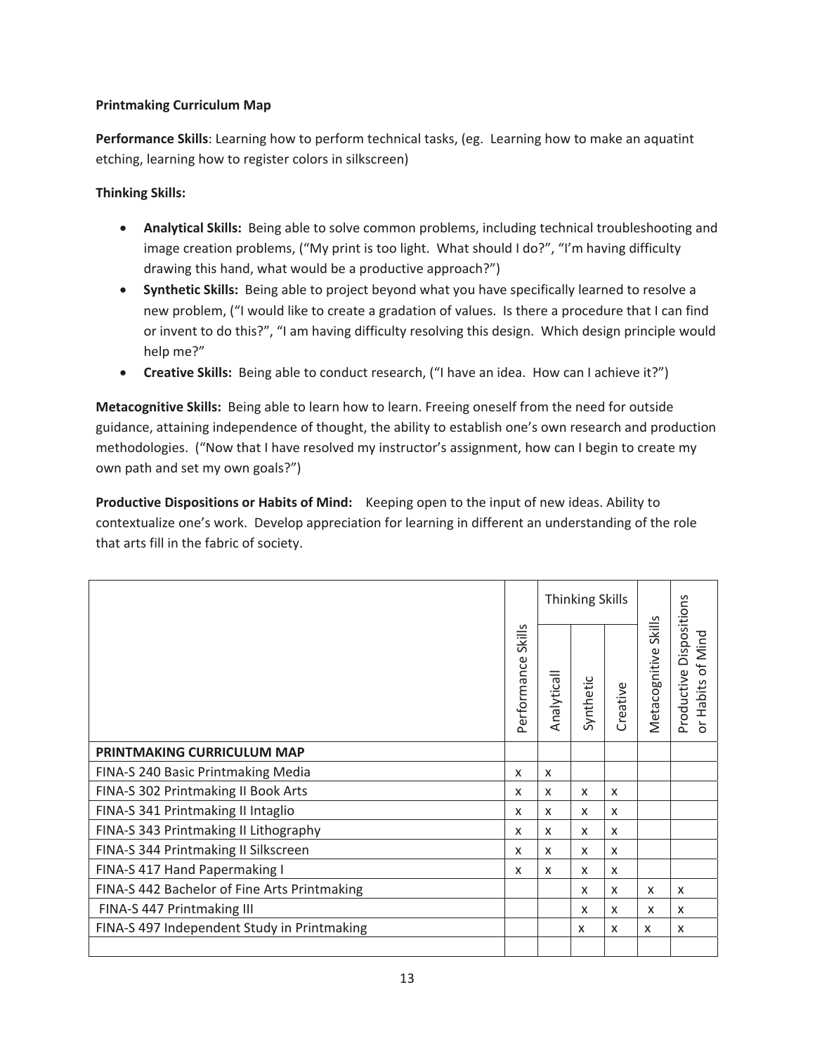**Printmaking Curriculum Map**

**Performance Skills**: Learning how to perform technical tasks, (eg. Learning how to make an aquatint etching, learning how to register colors in silkscreen)

**Thinking Skills:**

- **Analytical Skills:** Being able to solve common problems, including technical troubleshooting and image creation problems, ("My print is too light. What should I do?", "I'm having difficulty drawing this hand, what would be a productive approach?")
- **Synthetic Skills:** Being able to project beyond what you have specifically learned to resolve a new problem, ("I would like to create a gradation of values. Is there a procedure that I can find or invent to do this?", "I am having difficulty resolving this design. Which design principle would help me?"
- **Creative Skills:** Being able to conduct research, ("I have an idea. How can I achieve it?")

**Metacognitive Skills:** Being able to learn how to learn. Freeing oneself from the need for outside guidance, attaining independence of thought, the ability to establish one's own research and production methodologies. ("Now that I have resolved my instructor's assignment, how can I begin to create my own path and set my own goals?")

**Productive Dispositions or Habits of Mind:** Keeping open to the input of new ideas. Ability to contextualize one's work. Develop appreciation for learning in different an understanding of the role that arts fill in the fabric of society.

| | Performance Skills | Thinking Skills | | | Metacognitive Skills | Productive Dispositions or Habits of Mind |
|---|---|---|---|---|---|---|
| | | Analyticall | Synthetic | Creative | | |
| **PRINTMAKING CURRICULUM MAP** | | | | | | |
| FINA-S 240 Basic Printmaking Media | x | x | | | | |
| FINA-S 302 Printmaking II Book Arts | x | x | x | x | | |
| FINA-S 341 Printmaking II Intaglio | x | x | x | x | | |
| FINA-S 343 Printmaking II Lithography | x | x | x | x | | |
| FINA-S 344 Printmaking II Silkscreen | x | x | x | x | | |
| FINA-S 417 Hand Papermaking I | x | x | x | x | | |
| FINA-S 442 Bachelor of Fine Arts Printmaking | | | x | x | x | x |
| FINA-S 447 Printmaking III | | | x | x | x | x |
| FINA-S 497 Independent Study in Printmaking | | | x | x | x | x |
| | | | | | | |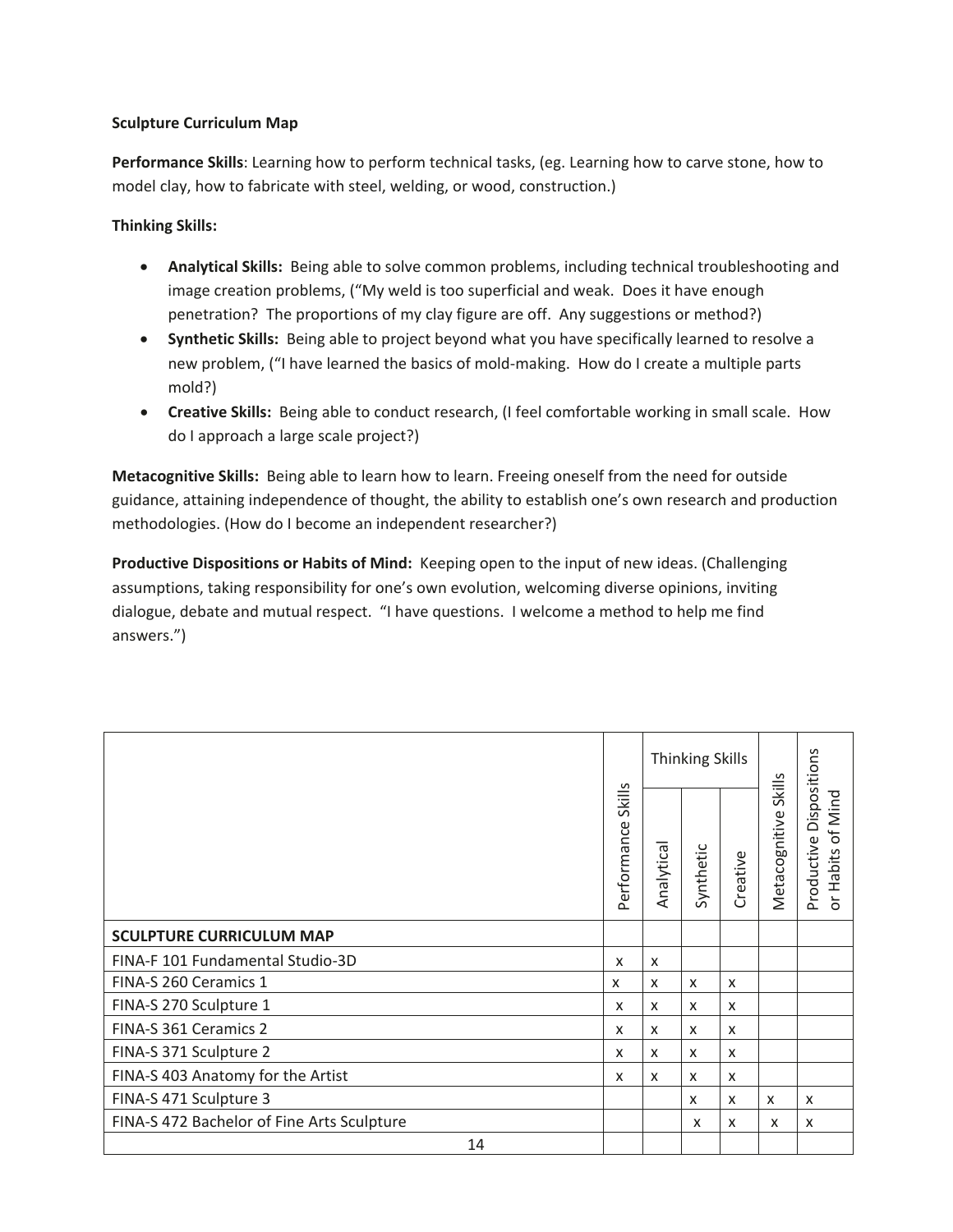**Sculpture Curriculum Map**

**Performance Skills**: Learning how to perform technical tasks, (eg. Learning how to carve stone, how to model clay, how to fabricate with steel, welding, or wood, construction.)

**Thinking Skills:**

- **Analytical Skills:** Being able to solve common problems, including technical troubleshooting and image creation problems, ("My weld is too superficial and weak. Does it have enough penetration? The proportions of my clay figure are off. Any suggestions or method?)
- **Synthetic Skills:** Being able to project beyond what you have specifically learned to resolve a new problem, ("I have learned the basics of mold-making. How do I create a multiple parts mold?)
- **Creative Skills:** Being able to conduct research, (I feel comfortable working in small scale. How do I approach a large scale project?)

**Metacognitive Skills:** Being able to learn how to learn. Freeing oneself from the need for outside guidance, attaining independence of thought, the ability to establish one's own research and production methodologies. (How do I become an independent researcher?)

**Productive Dispositions or Habits of Mind:** Keeping open to the input of new ideas. (Challenging assumptions, taking responsibility for one's own evolution, welcoming diverse opinions, inviting dialogue, debate and mutual respect. "I have questions. I welcome a method to help me find answers.")

| | Performance Skills | Thinking Skills | | | Metacognitive Skills | Productive Dispositions or Habits of Mind |
|---|---|---|---|---|---|---|
| | | Analytical | Synthetic | Creative | | |
| **SCULPTURE CURRICULUM MAP** | | | | | | |
| FINA-F 101 Fundamental Studio-3D | x | x | | | | |
| FINA-S 260 Ceramics 1 | x | x | x | x | | |
| FINA-S 270 Sculpture 1 | x | x | x | x | | |
| FINA-S 361 Ceramics 2 | x | x | x | x | | |
| FINA-S 371 Sculpture 2 | x | x | x | x | | |
| FINA-S 403 Anatomy for the Artist | x | x | x | x | | |
| FINA-S 471 Sculpture 3 | | | x | x | x | x |
| FINA-S 472 Bachelor of Fine Arts Sculpture | | | x | x | x | x |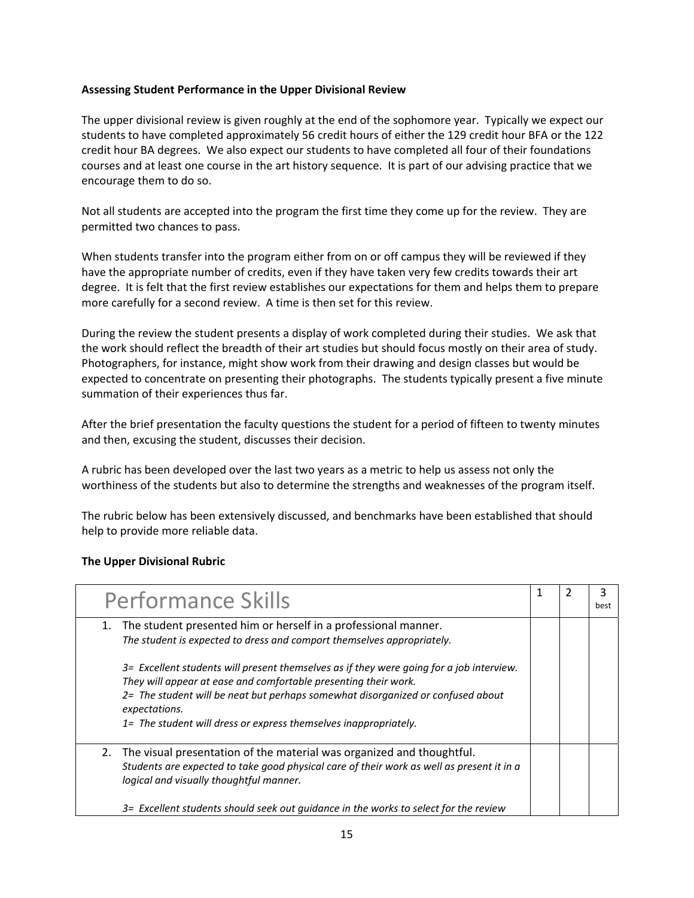**Assessing Student Performance in the Upper Divisional Review**

The upper divisional review is given roughly at the end of the sophomore year. Typically we expect our students to have completed approximately 56 credit hours of either the 129 credit hour BFA or the 122 credit hour BA degrees. We also expect our students to have completed all four of their foundations courses and at least one course in the art history sequence. It is part of our advising practice that we encourage them to do so.

Not all students are accepted into the program the first time they come up for the review. They are permitted two chances to pass.

When students transfer into the program either from on or off campus they will be reviewed if they have the appropriate number of credits, even if they have taken very few credits towards their art degree. It is felt that the first review establishes our expectations for them and helps them to prepare more carefully for a second review. A time is then set for this review.

During the review the student presents a display of work completed during their studies. We ask that the work should reflect the breadth of their art studies but should focus mostly on their area of study. Photographers, for instance, might show work from their drawing and design classes but would be expected to concentrate on presenting their photographs. The students typically present a five minute summation of their experiences thus far.

After the brief presentation the faculty questions the student for a period of fifteen to twenty minutes and then, excusing the student, discusses their decision.

A rubric has been developed over the last two years as a metric to help us assess not only the worthiness of the students but also to determine the strengths and weaknesses of the program itself.

The rubric below has been extensively discussed, and benchmarks have been established that should help to provide more reliable data.

**The Upper Divisional Rubric**

| Performance Skills | 1 | 2 | 3 best |
|---|---|---|---|
| 1. The student presented him or herself in a professional manner.<br>*The student is expected to dress and comport themselves appropriately.*<br><br>*3= Excellent students will present themselves as if they were going for a job interview. They will appear at ease and comfortable presenting their work.*<br>*2= The student will be neat but perhaps somewhat disorganized or confused about expectations.*<br>*1= The student will dress or express themselves inappropriately.* | | | |
| 2. The visual presentation of the material was organized and thoughtful.<br>*Students are expected to take good physical care of their work as well as present it in a logical and visually thoughtful manner.*<br><br>*3= Excellent students should seek out guidance in the works to select for the review* | | | |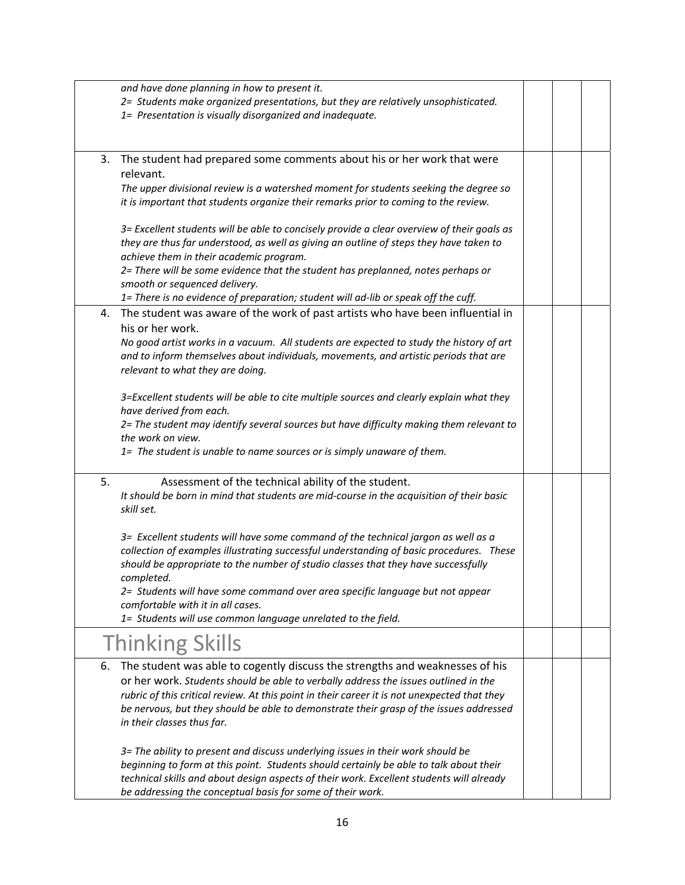| | | | |
|---|---|---|---|
| *and have done planning in how to present it.*<br>*2= Students make organized presentations, but they are relatively unsophisticated.*<br>*1= Presentation is visually disorganized and inadequate.* | | | |
| 3. The student had prepared some comments about his or her work that were relevant.<br>*The upper divisional review is a watershed moment for students seeking the degree so it is important that students organize their remarks prior to coming to the review.*<br><br>*3= Excellent students will be able to concisely provide a clear overview of their goals as they are thus far understood, as well as giving an outline of steps they have taken to achieve them in their academic program.*<br>*2= There will be some evidence that the student has preplanned, notes perhaps or smooth or sequenced delivery.*<br>*1= There is no evidence of preparation; student will ad-lib or speak off the cuff.* | | | |
| 4. The student was aware of the work of past artists who have been influential in his or her work.<br>*No good artist works in a vacuum. All students are expected to study the history of art and to inform themselves about individuals, movements, and artistic periods that are relevant to what they are doing.*<br><br>*3=Excellent students will be able to cite multiple sources and clearly explain what they have derived from each.*<br>*2= The student may identify several sources but have difficulty making them relevant to the work on view.*<br>*1= The student is unable to name sources or is simply unaware of them.* | | | |
| 5. Assessment of the technical ability of the student.<br>*It should be born in mind that students are mid-course in the acquisition of their basic skill set.*<br><br>*3= Excellent students will have some command of the technical jargon as well as a collection of examples illustrating successful understanding of basic procedures. These should be appropriate to the number of studio classes that they have successfully completed.*<br>*2= Students will have some command over area specific language but not appear comfortable with it in all cases.*<br>*1= Students will use common language unrelated to the field.* | | | |
| **Thinking Skills** | | | |
| 6. The student was able to cogently discuss the strengths and weaknesses of his or her work. *Students should be able to verbally address the issues outlined in the rubric of this critical review. At this point in their career it is not unexpected that they be nervous, but they should be able to demonstrate their grasp of the issues addressed in their classes thus far.*<br><br>*3= The ability to present and discuss underlying issues in their work should be beginning to form at this point. Students should certainly be able to talk about their technical skills and about design aspects of their work. Excellent students will already be addressing the conceptual basis for some of their work.* | | | |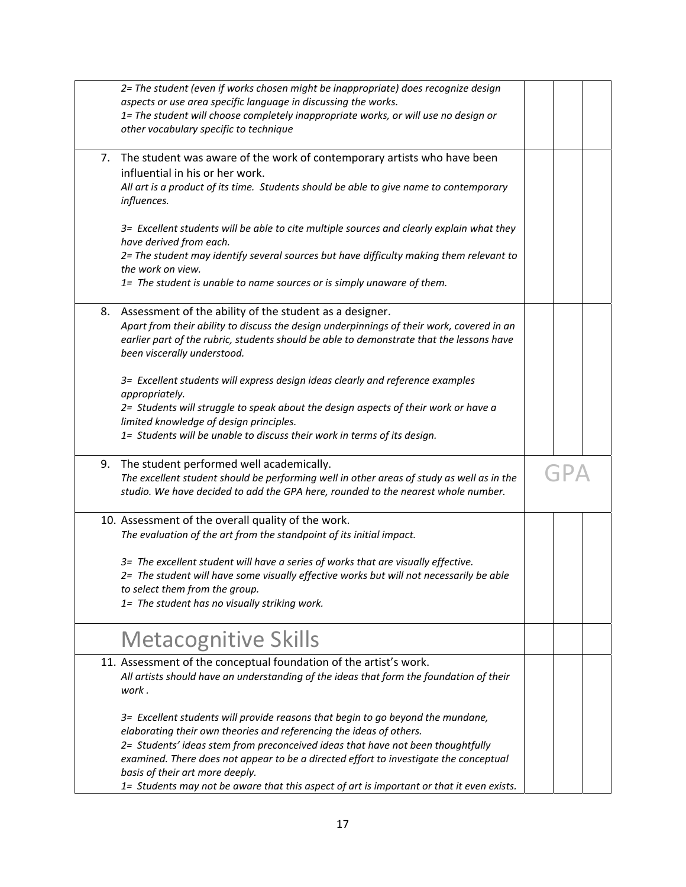| | | | |
|---|---|---|---|
| *2= The student (even if works chosen might be inappropriate) does recognize design aspects or use area specific language in discussing the works.*<br>*1= The student will choose completely inappropriate works, or will use no design or other vocabulary specific to technique* | | | |
| 7. The student was aware of the work of contemporary artists who have been influential in his or her work.<br>*All art is a product of its time. Students should be able to give name to contemporary influences.*<br><br>*3= Excellent students will be able to cite multiple sources and clearly explain what they have derived from each.*<br>*2= The student may identify several sources but have difficulty making them relevant to the work on view.*<br>*1= The student is unable to name sources or is simply unaware of them.* | | | |
| 8. Assessment of the ability of the student as a designer.<br>*Apart from their ability to discuss the design underpinnings of their work, covered in an earlier part of the rubric, students should be able to demonstrate that the lessons have been viscerally understood.*<br><br>*3= Excellent students will express design ideas clearly and reference examples appropriately.*<br>*2= Students will struggle to speak about the design aspects of their work or have a limited knowledge of design principles.*<br>*1= Students will be unable to discuss their work in terms of its design.* | | | |
| 9. The student performed well academically.<br>*The excellent student should be performing well in other areas of study as well as in the studio. We have decided to add the GPA here, rounded to the nearest whole number.* | GPA | | |
| 10. Assessment of the overall quality of the work.<br>*The evaluation of the art from the standpoint of its initial impact.*<br><br>*3= The excellent student will have a series of works that are visually effective.*<br>*2= The student will have some visually effective works but will not necessarily be able to select them from the group.*<br>*1= The student has no visually striking work.* | | | |
| **Metacognitive Skills** | | | |
| 11. Assessment of the conceptual foundation of the artist's work.<br>*All artists should have an understanding of the ideas that form the foundation of their work .*<br><br>*3= Excellent students will provide reasons that begin to go beyond the mundane, elaborating their own theories and referencing the ideas of others.*<br>*2= Students' ideas stem from preconceived ideas that have not been thoughtfully examined. There does not appear to be a directed effort to investigate the conceptual basis of their art more deeply.*<br>*1= Students may not be aware that this aspect of art is important or that it even exists.* | | | |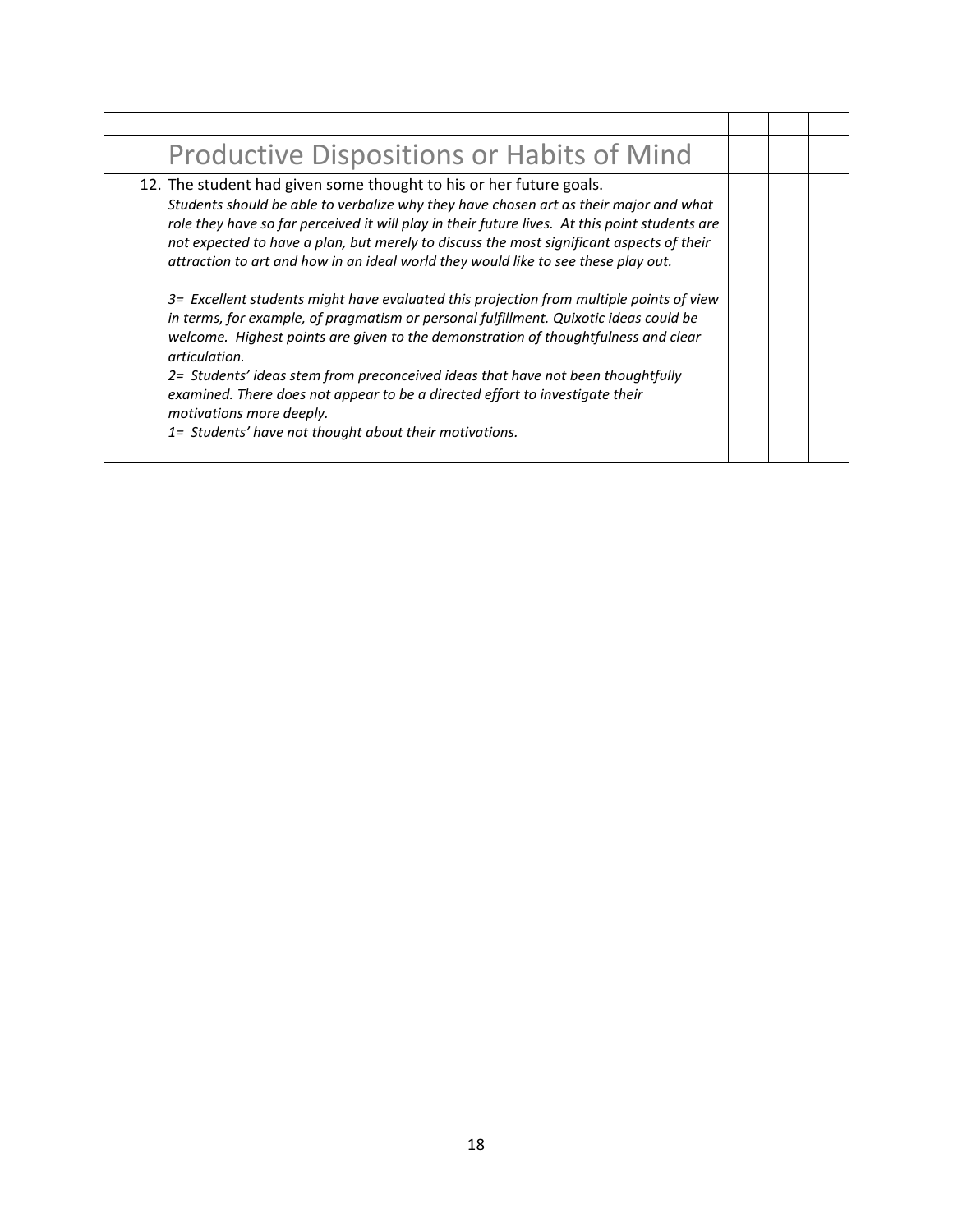| | | | |
|---|---|---|---|
| **Productive Dispositions or Habits of Mind** | | | |
| 12. The student had given some thought to his or her future goals.<br>*Students should be able to verbalize why they have chosen art as their major and what role they have so far perceived it will play in their future lives. At this point students are not expected to have a plan, but merely to discuss the most significant aspects of their attraction to art and how in an ideal world they would like to see these play out.*<br><br>*3= Excellent students might have evaluated this projection from multiple points of view in terms, for example, of pragmatism or personal fulfillment. Quixotic ideas could be welcome. Highest points are given to the demonstration of thoughtfulness and clear articulation.*<br>*2= Students' ideas stem from preconceived ideas that have not been thoughtfully examined. There does not appear to be a directed effort to investigate their motivations more deeply.*<br>*1= Students' have not thought about their motivations.* | | | |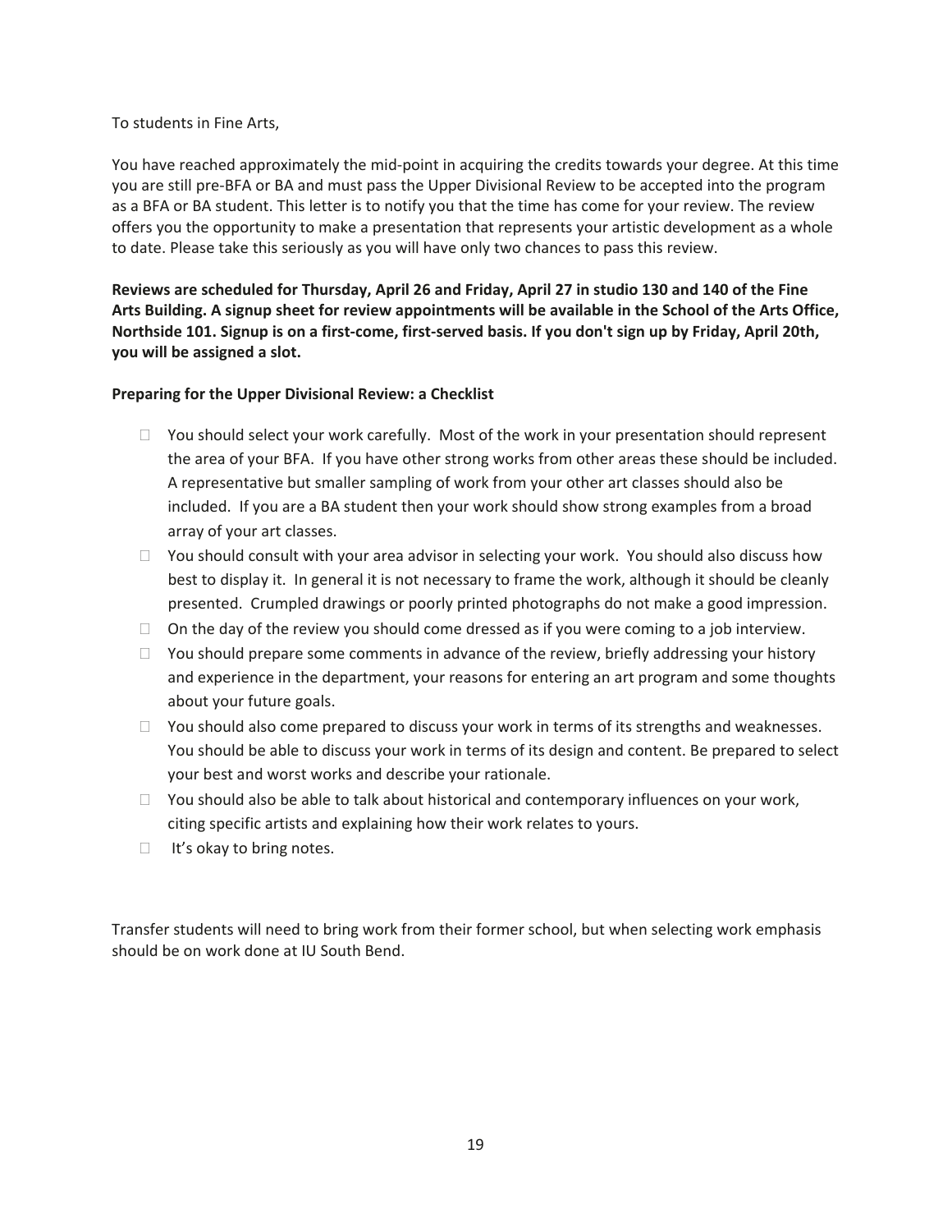To students in Fine Arts,

You have reached approximately the mid-point in acquiring the credits towards your degree. At this time you are still pre-BFA or BA and must pass the Upper Divisional Review to be accepted into the program as a BFA or BA student. This letter is to notify you that the time has come for your review. The review offers you the opportunity to make a presentation that represents your artistic development as a whole to date. Please take this seriously as you will have only two chances to pass this review.

**Reviews are scheduled for Thursday, April 26 and Friday, April 27 in studio 130 and 140 of the Fine Arts Building. A signup sheet for review appointments will be available in the School of the Arts Office, Northside 101. Signup is on a first-come, first-served basis. If you don't sign up by Friday, April 20th, you will be assigned a slot.**

**Preparing for the Upper Divisional Review: a Checklist**

- You should select your work carefully. Most of the work in your presentation should represent the area of your BFA. If you have other strong works from other areas these should be included. A representative but smaller sampling of work from your other art classes should also be included. If you are a BA student then your work should show strong examples from a broad array of your art classes.
- You should consult with your area advisor in selecting your work. You should also discuss how best to display it. In general it is not necessary to frame the work, although it should be cleanly presented. Crumpled drawings or poorly printed photographs do not make a good impression.
- On the day of the review you should come dressed as if you were coming to a job interview.
- You should prepare some comments in advance of the review, briefly addressing your history and experience in the department, your reasons for entering an art program and some thoughts about your future goals.
- You should also come prepared to discuss your work in terms of its strengths and weaknesses. You should be able to discuss your work in terms of its design and content. Be prepared to select your best and worst works and describe your rationale.
- You should also be able to talk about historical and contemporary influences on your work, citing specific artists and explaining how their work relates to yours.
- It's okay to bring notes.

Transfer students will need to bring work from their former school, but when selecting work emphasis should be on work done at IU South Bend.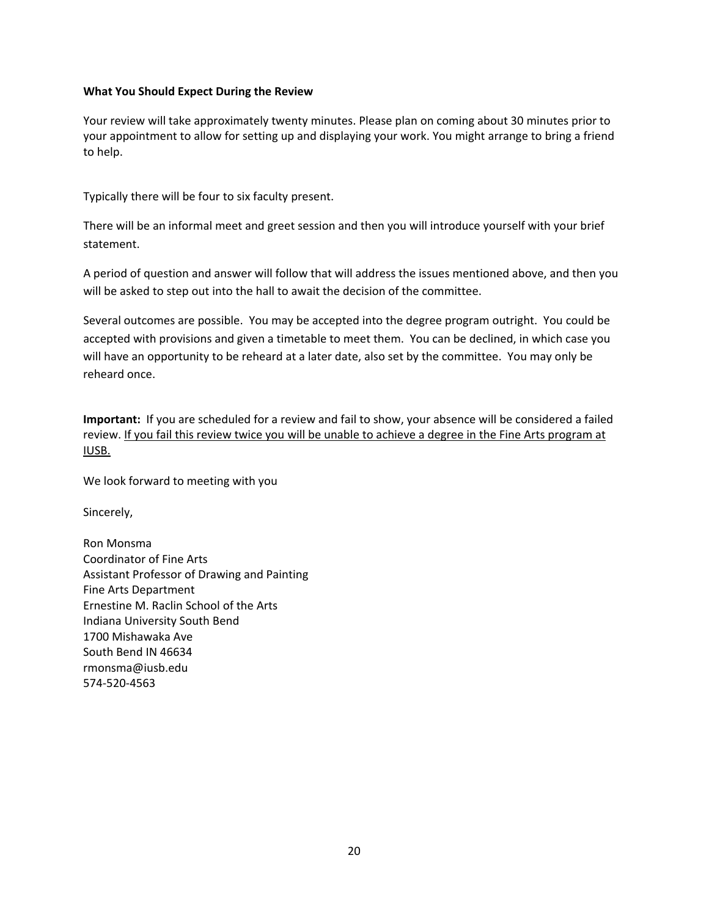**What You Should Expect During the Review**

Your review will take approximately twenty minutes. Please plan on coming about 30 minutes prior to your appointment to allow for setting up and displaying your work. You might arrange to bring a friend to help.

Typically there will be four to six faculty present.

There will be an informal meet and greet session and then you will introduce yourself with your brief statement.

A period of question and answer will follow that will address the issues mentioned above, and then you will be asked to step out into the hall to await the decision of the committee.

Several outcomes are possible. You may be accepted into the degree program outright. You could be accepted with provisions and given a timetable to meet them. You can be declined, in which case you will have an opportunity to be reheard at a later date, also set by the committee. You may only be reheard once.

**Important:** If you are scheduled for a review and fail to show, your absence will be considered a failed review. <u>If you fail this review twice you will be unable to achieve a degree in the Fine Arts program at IUSB.</u>

We look forward to meeting with you

Sincerely,

Ron Monsma  
Coordinator of Fine Arts  
Assistant Professor of Drawing and Painting  
Fine Arts Department  
Ernestine M. Raclin School of the Arts  
Indiana University South Bend  
1700 Mishawaka Ave  
South Bend IN 46634  
rmonsma@iusb.edu  
574-520-4563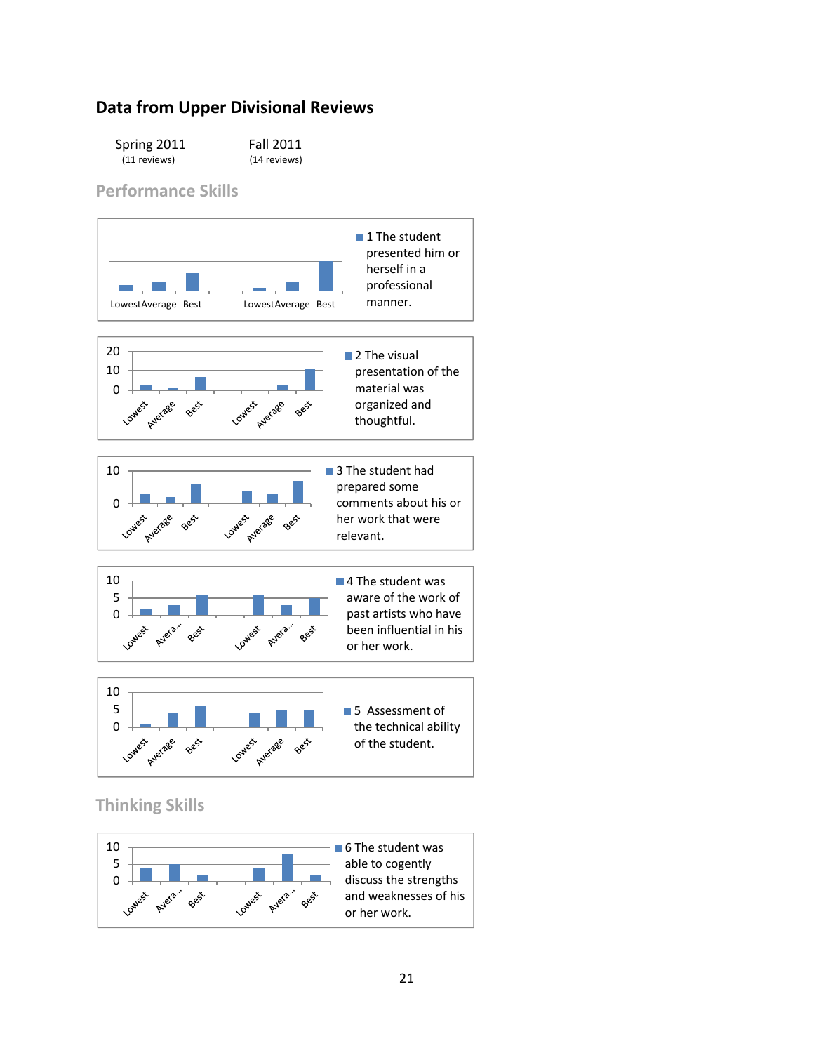## Data from Upper Divisional Reviews

Spring 2011 (11 reviews) &nbsp;&nbsp;&nbsp;&nbsp; Fall 2011 (14 reviews)

### Performance Skills

1 The student presented him or herself in a professional manner.

Lowest Average Best &nbsp;&nbsp; Lowest Average Best

2 The visual presentation of the material was organized and thoughtful.

20, 10, 0 — Lowest, Average, Best, Lowest, Average, Best

3 The student had prepared some comments about his or her work that were relevant.

10, 0 — Lowest, Average, Best, Lowest, Average, Best

4 The student was aware of the work of past artists who have been influential in his or her work.

10, 5, 0 — Lowest, Avera..., Best, Lowest, Avera..., Best

5 Assessment of the technical ability of the student.

10, 5, 0 — Lowest, Average, Best, Lowest, Average, Best

### Thinking Skills

6 The student was able to cogently discuss the strengths and weaknesses of his or her work.

10, 5, 0 — Lowest, Avera..., Best, Lowest, Avera..., Best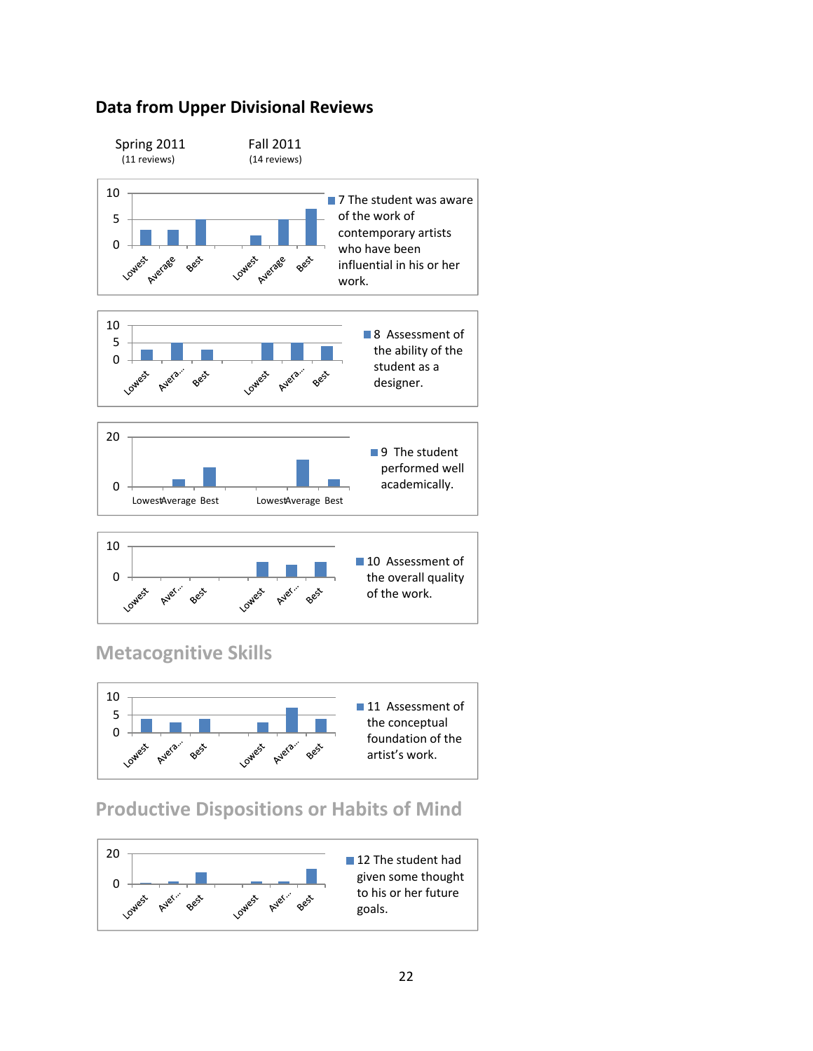## Data from Upper Divisional Reviews

Spring 2011
(11 reviews)

Fall 2011
(14 reviews)

10
5
0
Lowest Average Best Lowest Average Best
7 The student was aware of the work of contemporary artists who have been influential in his or her work.

10
5
0
Lowest Avera... Best Lowest Avera... Best
8 Assessment of the ability of the student as a designer.

20
0
Lowest Average Best Lowest Average Best
9 The student performed well academically.

10
0
Lowest Aver... Best Lowest Aver... Best
10 Assessment of the overall quality of the work.

## Metacognitive Skills

10
5
0
Lowest Avera... Best Lowest Avera... Best
11 Assessment of the conceptual foundation of the artist's work.

## Productive Dispositions or Habits of Mind

20
0
Lowest Aver... Best Lowest Aver... Best
12 The student had given some thought to his or her future goals.